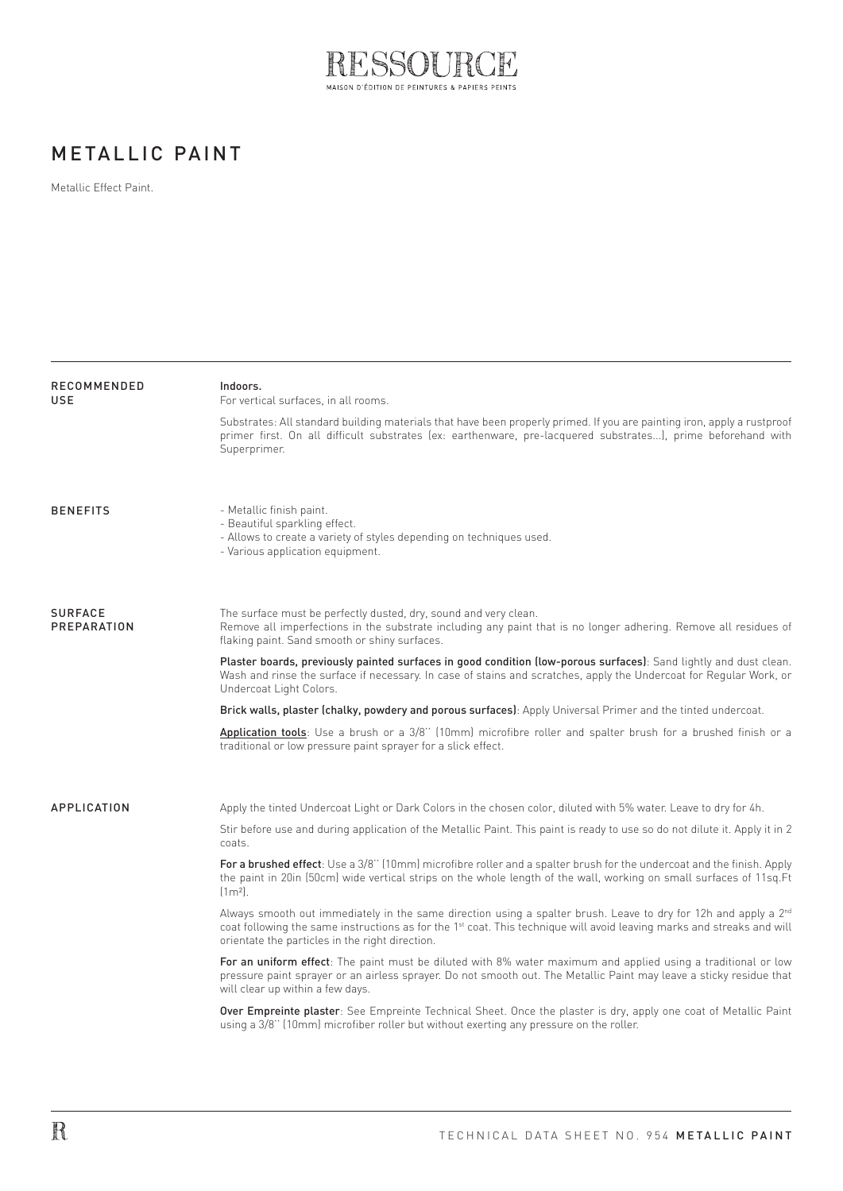# RESSOURCE

MAISON D'ÉDITION DE PEINTURES & PAPIERS PEINTS

## METALLIC PAINT

Metallic Effect Paint.

### RECOMMENDED USE

**Indoors.**
For vertical surfaces, in all rooms.

Substrates: All standard building materials that have been properly primed. If you are painting iron, apply a rustproof primer first. On all difficult substrates (ex: earthenware, pre-lacquered substrates...), prime beforehand with Superprimer.

### BENEFITS

- Metallic finish paint.
- Beautiful sparkling effect.
- Allows to create a variety of styles depending on techniques used.
- Various application equipment.

### SURFACE PREPARATION

The surface must be perfectly dusted, dry, sound and very clean.
Remove all imperfections in the substrate including any paint that is no longer adhering. Remove all residues of flaking paint. Sand smooth or shiny surfaces.

**Plaster boards, previously painted surfaces in good condition (low-porous surfaces)**: Sand lightly and dust clean. Wash and rinse the surface if necessary. In case of stains and scratches, apply the Undercoat for Regular Work, or Undercoat Light Colors.

**Brick walls, plaster (chalky, powdery and porous surfaces)**: Apply Universal Primer and the tinted undercoat.

**Application tools**: Use a brush or a 3/8'' (10mm) microfibre roller and spalter brush for a brushed finish or a traditional or low pressure paint sprayer for a slick effect.

### APPLICATION

Apply the tinted Undercoat Light or Dark Colors in the chosen color, diluted with 5% water. Leave to dry for 4h.

Stir before use and during application of the Metallic Paint. This paint is ready to use so do not dilute it. Apply it in 2 coats.

**For a brushed effect**: Use a 3/8'' (10mm) microfibre roller and a spalter brush for the undercoat and the finish. Apply the paint in 20in (50cm) wide vertical strips on the whole length of the wall, working on small surfaces of 11sq.Ft ($1m^2$).

Always smooth out immediately in the same direction using a spalter brush. Leave to dry for 12h and apply a 2nd coat following the same instructions as for the 1st coat. This technique will avoid leaving marks and streaks and will orientate the particles in the right direction.

**For an uniform effect**: The paint must be diluted with 8% water maximum and applied using a traditional or low pressure paint sprayer or an airless sprayer. Do not smooth out. The Metallic Paint may leave a sticky residue that will clear up within a few days.

**Over Empreinte plaster**: See Empreinte Technical Sheet. Once the plaster is dry, apply one coat of Metallic Paint using a 3/8'' (10mm) microfiber roller but without exerting any pressure on the roller.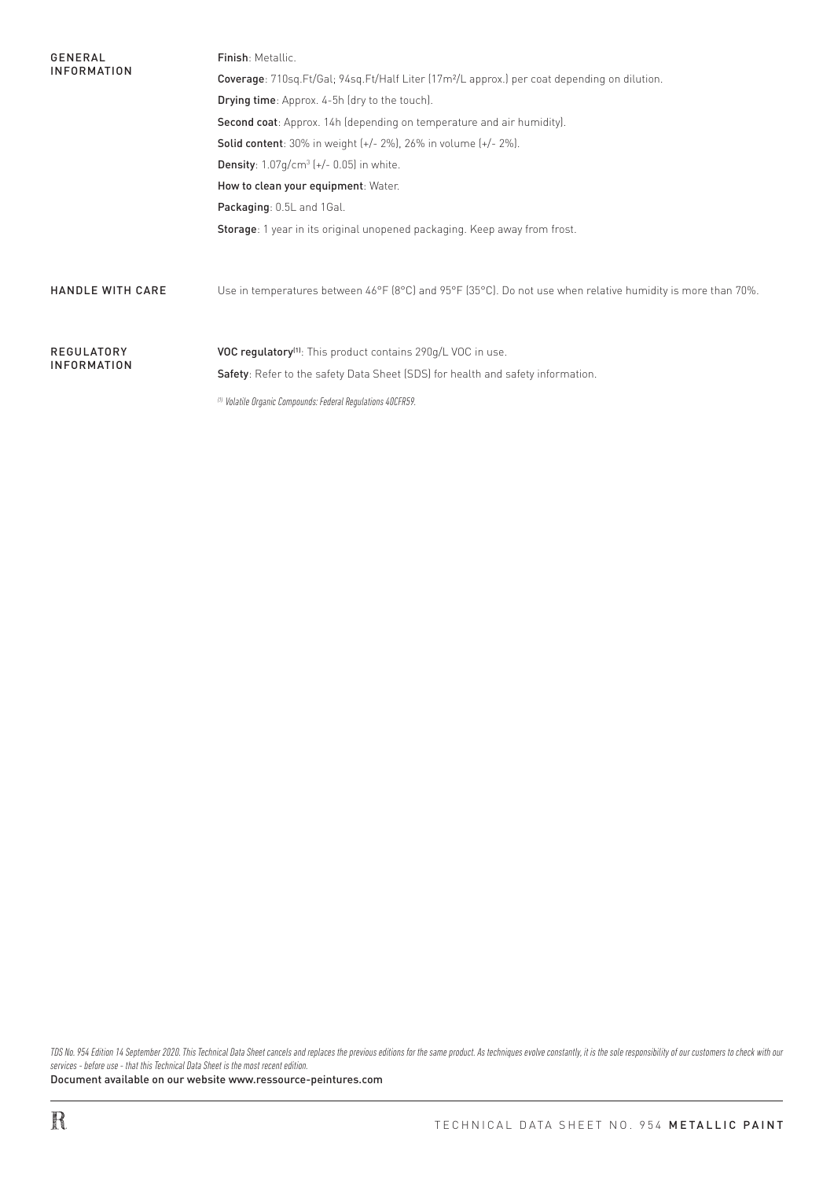## GENERAL INFORMATION

**Finish**: Metallic.

**Coverage**: 710sq.Ft/Gal; 94sq.Ft/Half Liter (17m²/L approx.) per coat depending on dilution.

**Drying time**: Approx. 4-5h (dry to the touch).

**Second coat**: Approx. 14h (depending on temperature and air humidity).

**Solid content**: 30% in weight (+/- 2%), 26% in volume (+/- 2%).

**Density**: 1.07g/cm³ (+/- 0.05) in white.

**How to clean your equipment**: Water.

**Packaging**: 0.5L and 1Gal.

**Storage**: 1 year in its original unopened packaging. Keep away from frost.

## HANDLE WITH CARE

Use in temperatures between 46°F (8°C) and 95°F (35°C). Do not use when relative humidity is more than 70%.

## REGULATORY INFORMATION

**VOC regulatory**[1]: This product contains 290g/L VOC in use.

**Safety**: Refer to the safety Data Sheet (SDS) for health and safety information.

*[1] Volatile Organic Compounds: Federal Regulations 40CFR59.*

*TDS No. 954 Edition 14 September 2020. This Technical Data Sheet cancels and replaces the previous editions for the same product. As techniques evolve constantly, it is the sole responsibility of our customers to check with our services - before use - that this Technical Data Sheet is the most recent edition.*

Document available on our website www.ressource-peintures.com